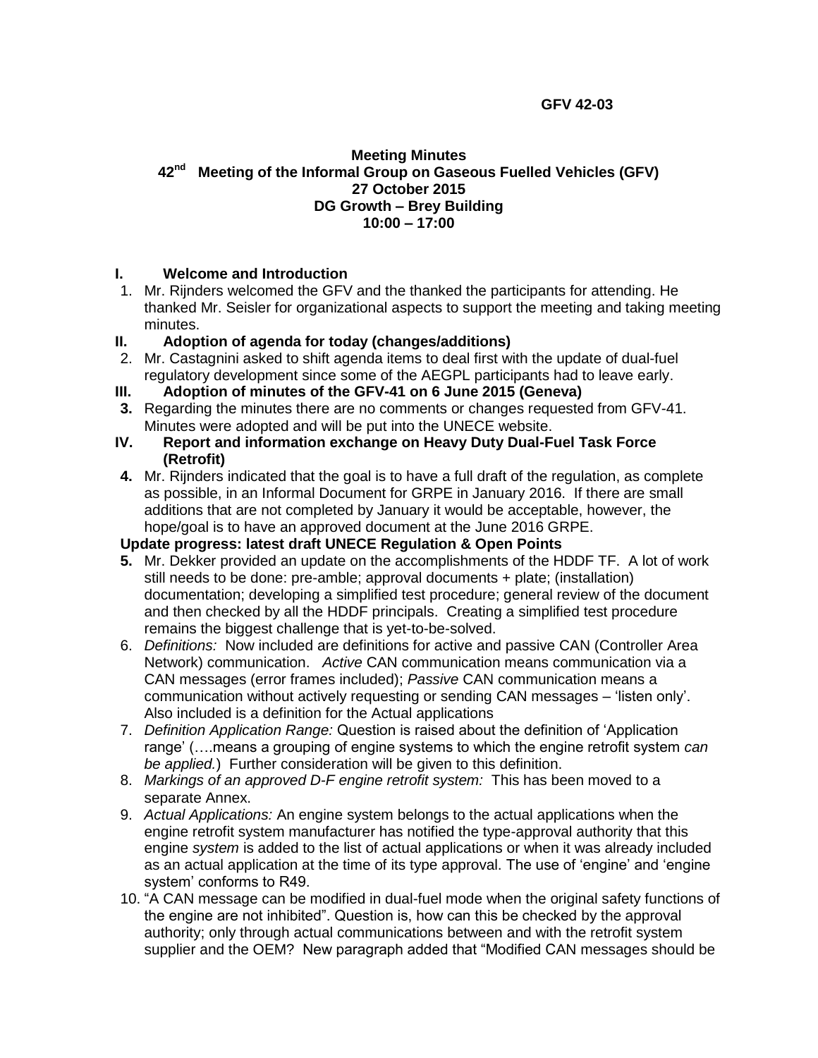**GFV 42-03**

**Meeting Minutes**
**42nd Meeting of the Informal Group on Gaseous Fuelled Vehicles (GFV)**
**27 October 2015**
**DG Growth – Brey Building**
**10:00 – 17:00**

## I. Welcome and Introduction

1. Mr. Rijnders welcomed the GFV and the thanked the participants for attending. He thanked Mr. Seisler for organizational aspects to support the meeting and taking meeting minutes.

## II. Adoption of agenda for today (changes/additions)

2. Mr. Castagnini asked to shift agenda items to deal first with the update of dual-fuel regulatory development since some of the AEGPL participants had to leave early.

## III. Adoption of minutes of the GFV-41 on 6 June 2015 (Geneva)

**3.** Regarding the minutes there are no comments or changes requested from GFV-41. Minutes were adopted and will be put into the UNECE website.

## IV. Report and information exchange on Heavy Duty Dual-Fuel Task Force (Retrofit)

**4.** Mr. Rijnders indicated that the goal is to have a full draft of the regulation, as complete as possible, in an Informal Document for GRPE in January 2016. If there are small additions that are not completed by January it would be acceptable, however, the hope/goal is to have an approved document at the June 2016 GRPE.

**Update progress: latest draft UNECE Regulation & Open Points**

**5.** Mr. Dekker provided an update on the accomplishments of the HDDF TF. A lot of work still needs to be done: pre-amble; approval documents + plate; (installation) documentation; developing a simplified test procedure; general review of the document and then checked by all the HDDF principals. Creating a simplified test procedure remains the biggest challenge that is yet-to-be-solved.

6. *Definitions:* Now included are definitions for active and passive CAN (Controller Area Network) communication. *Active* CAN communication means communication via a CAN messages (error frames included); *Passive* CAN communication means a communication without actively requesting or sending CAN messages – 'listen only'. Also included is a definition for the Actual applications

7. *Definition Application Range:* Question is raised about the definition of 'Application range' (….means a grouping of engine systems to which the engine retrofit system *can be applied.*) Further consideration will be given to this definition.

8. *Markings of an approved D-F engine retrofit system:* This has been moved to a separate Annex.

9. *Actual Applications:* An engine system belongs to the actual applications when the engine retrofit system manufacturer has notified the type-approval authority that this engine *system* is added to the list of actual applications or when it was already included as an actual application at the time of its type approval. The use of 'engine' and 'engine system' conforms to R49.

10. "A CAN message can be modified in dual-fuel mode when the original safety functions of the engine are not inhibited". Question is, how can this be checked by the approval authority; only through actual communications between and with the retrofit system supplier and the OEM? New paragraph added that "Modified CAN messages should be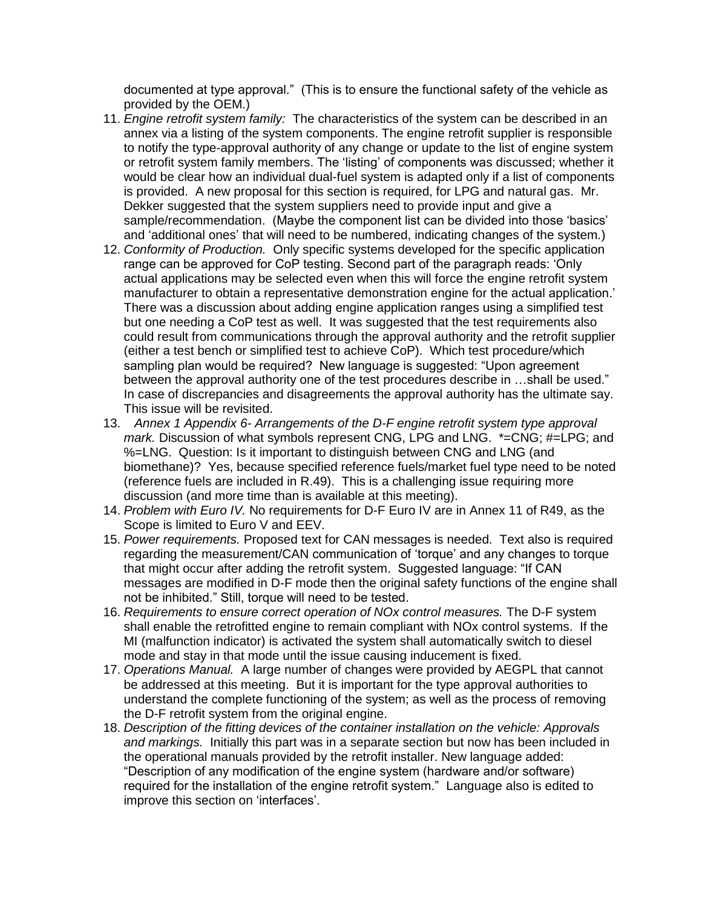documented at type approval." (This is to ensure the functional safety of the vehicle as provided by the OEM.)

11. *Engine retrofit system family:* The characteristics of the system can be described in an annex via a listing of the system components. The engine retrofit supplier is responsible to notify the type-approval authority of any change or update to the list of engine system or retrofit system family members. The 'listing' of components was discussed; whether it would be clear how an individual dual-fuel system is adapted only if a list of components is provided. A new proposal for this section is required, for LPG and natural gas. Mr. Dekker suggested that the system suppliers need to provide input and give a sample/recommendation. (Maybe the component list can be divided into those 'basics' and 'additional ones' that will need to be numbered, indicating changes of the system.)
12. *Conformity of Production.* Only specific systems developed for the specific application range can be approved for CoP testing. Second part of the paragraph reads: 'Only actual applications may be selected even when this will force the engine retrofit system manufacturer to obtain a representative demonstration engine for the actual application.' There was a discussion about adding engine application ranges using a simplified test but one needing a CoP test as well. It was suggested that the test requirements also could result from communications through the approval authority and the retrofit supplier (either a test bench or simplified test to achieve CoP). Which test procedure/which sampling plan would be required? New language is suggested: "Upon agreement between the approval authority one of the test procedures describe in …shall be used." In case of discrepancies and disagreements the approval authority has the ultimate say. This issue will be revisited.
13. *Annex 1 Appendix 6- Arrangements of the D-F engine retrofit system type approval mark.* Discussion of what symbols represent CNG, LPG and LNG. *=CNG; #=LPG; and %=LNG. Question: Is it important to distinguish between CNG and LNG (and biomethane)? Yes, because specified reference fuels/market fuel type need to be noted (reference fuels are included in R.49). This is a challenging issue requiring more discussion (and more time than is available at this meeting).
14. *Problem with Euro IV.* No requirements for D-F Euro IV are in Annex 11 of R49, as the Scope is limited to Euro V and EEV.
15. *Power requirements.* Proposed text for CAN messages is needed. Text also is required regarding the measurement/CAN communication of 'torque' and any changes to torque that might occur after adding the retrofit system. Suggested language: "If CAN messages are modified in D-F mode then the original safety functions of the engine shall not be inhibited." Still, torque will need to be tested.
16. *Requirements to ensure correct operation of NOx control measures.* The D-F system shall enable the retrofitted engine to remain compliant with NOx control systems. If the MI (malfunction indicator) is activated the system shall automatically switch to diesel mode and stay in that mode until the issue causing inducement is fixed.
17. *Operations Manual.* A large number of changes were provided by AEGPL that cannot be addressed at this meeting. But it is important for the type approval authorities to understand the complete functioning of the system; as well as the process of removing the D-F retrofit system from the original engine.
18. *Description of the fitting devices of the container installation on the vehicle: Approvals and markings.* Initially this part was in a separate section but now has been included in the operational manuals provided by the retrofit installer. New language added: "Description of any modification of the engine system (hardware and/or software) required for the installation of the engine retrofit system." Language also is edited to improve this section on 'interfaces'.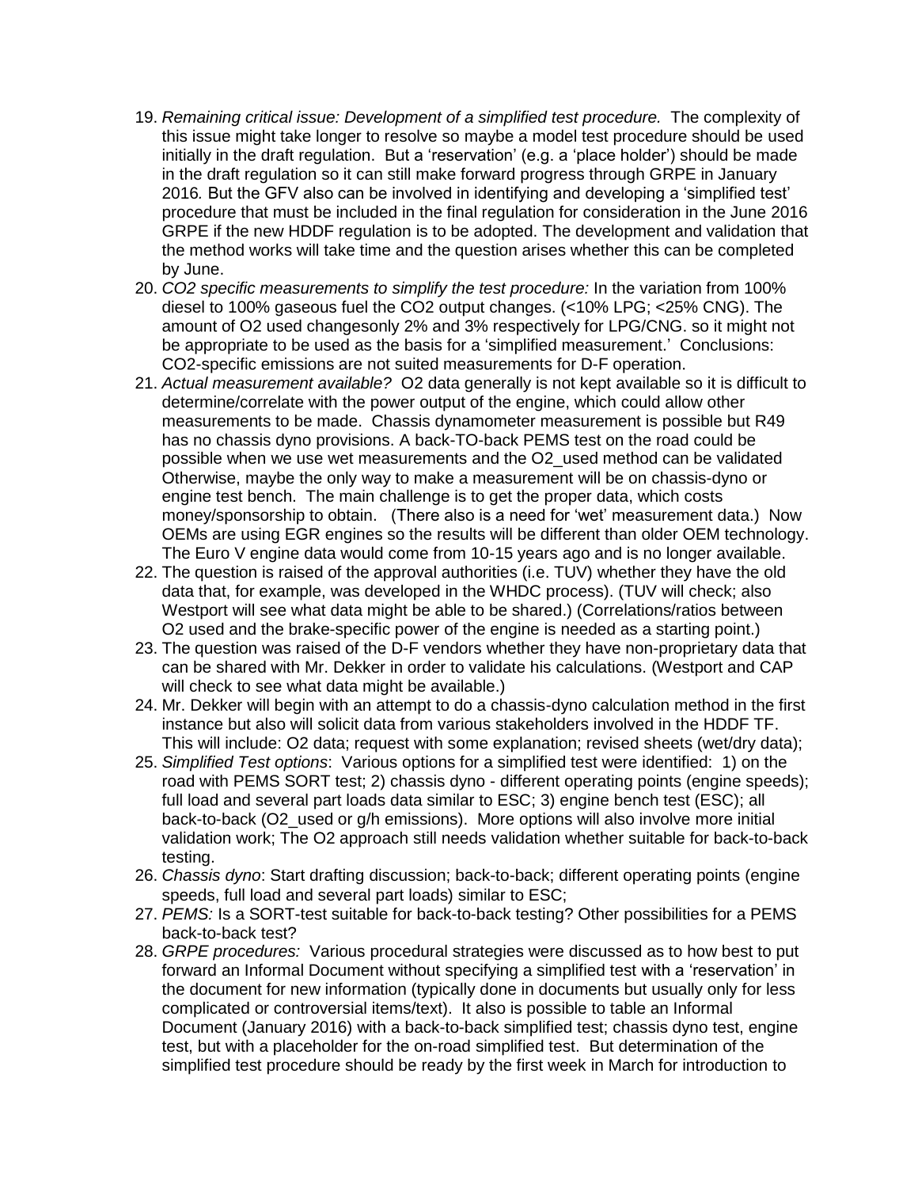19. *Remaining critical issue: Development of a simplified test procedure.* The complexity of this issue might take longer to resolve so maybe a model test procedure should be used initially in the draft regulation. But a 'reservation' (e.g. a 'place holder') should be made in the draft regulation so it can still make forward progress through GRPE in January 2016*.* But the GFV also can be involved in identifying and developing a 'simplified test' procedure that must be included in the final regulation for consideration in the June 2016 GRPE if the new HDDF regulation is to be adopted. The development and validation that the method works will take time and the question arises whether this can be completed by June.
20. *CO2 specific measurements to simplify the test procedure:* In the variation from 100% diesel to 100% gaseous fuel the CO2 output changes. (<10% LPG; <25% CNG). The amount of O2 used changesonly 2% and 3% respectively for LPG/CNG. so it might not be appropriate to be used as the basis for a 'simplified measurement.' Conclusions: CO2-specific emissions are not suited measurements for D-F operation.
21. *Actual measurement available?* O2 data generally is not kept available so it is difficult to determine/correlate with the power output of the engine, which could allow other measurements to be made. Chassis dynamometer measurement is possible but R49 has no chassis dyno provisions. A back-TO-back PEMS test on the road could be possible when we use wet measurements and the O2_used method can be validated Otherwise, maybe the only way to make a measurement will be on chassis-dyno or engine test bench. The main challenge is to get the proper data, which costs money/sponsorship to obtain. (There also is a need for 'wet' measurement data.) Now OEMs are using EGR engines so the results will be different than older OEM technology. The Euro V engine data would come from 10-15 years ago and is no longer available.
22. The question is raised of the approval authorities (i.e. TUV) whether they have the old data that, for example, was developed in the WHDC process). (TUV will check; also Westport will see what data might be able to be shared.) (Correlations/ratios between O2 used and the brake-specific power of the engine is needed as a starting point.)
23. The question was raised of the D-F vendors whether they have non-proprietary data that can be shared with Mr. Dekker in order to validate his calculations. (Westport and CAP will check to see what data might be available.)
24. Mr. Dekker will begin with an attempt to do a chassis-dyno calculation method in the first instance but also will solicit data from various stakeholders involved in the HDDF TF. This will include: O2 data; request with some explanation; revised sheets (wet/dry data);
25. *Simplified Test options*: Various options for a simplified test were identified: 1) on the road with PEMS SORT test; 2) chassis dyno - different operating points (engine speeds); full load and several part loads data similar to ESC; 3) engine bench test (ESC); all back-to-back (O2_used or g/h emissions). More options will also involve more initial validation work; The O2 approach still needs validation whether suitable for back-to-back testing.
26. *Chassis dyno*: Start drafting discussion; back-to-back; different operating points (engine speeds, full load and several part loads) similar to ESC;
27. *PEMS:* Is a SORT-test suitable for back-to-back testing? Other possibilities for a PEMS back-to-back test?
28. *GRPE procedures:* Various procedural strategies were discussed as to how best to put forward an Informal Document without specifying a simplified test with a 'reservation' in the document for new information (typically done in documents but usually only for less complicated or controversial items/text). It also is possible to table an Informal Document (January 2016) with a back-to-back simplified test; chassis dyno test, engine test, but with a placeholder for the on-road simplified test. But determination of the simplified test procedure should be ready by the first week in March for introduction to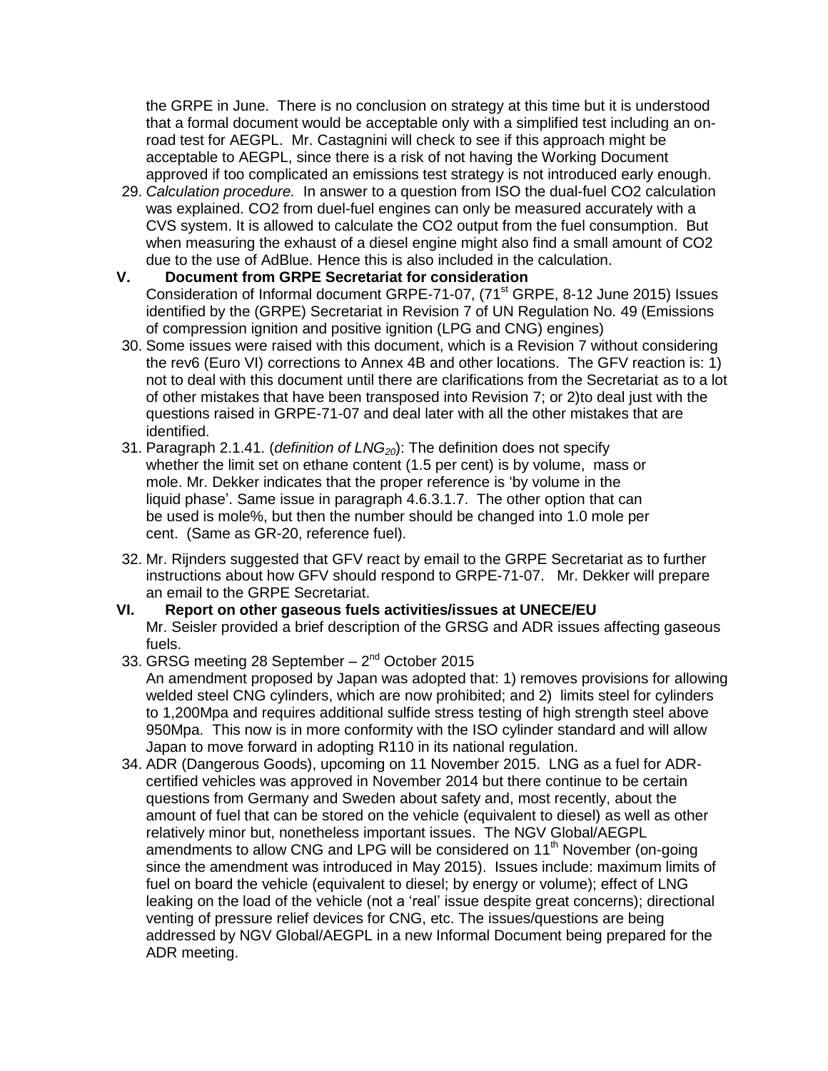the GRPE in June. There is no conclusion on strategy at this time but it is understood that a formal document would be acceptable only with a simplified test including an on-road test for AEGPL. Mr. Castagnini will check to see if this approach might be acceptable to AEGPL, since there is a risk of not having the Working Document approved if too complicated an emissions test strategy is not introduced early enough.

29. *Calculation procedure.* In answer to a question from ISO the dual-fuel CO2 calculation was explained. CO2 from duel-fuel engines can only be measured accurately with a CVS system. It is allowed to calculate the CO2 output from the fuel consumption. But when measuring the exhaust of a diesel engine might also find a small amount of CO2 due to the use of AdBlue. Hence this is also included in the calculation.

## V. Document from GRPE Secretariat for consideration

Consideration of Informal document GRPE-71-07, (71st GRPE, 8-12 June 2015) Issues identified by the (GRPE) Secretariat in Revision 7 of UN Regulation No. 49 (Emissions of compression ignition and positive ignition (LPG and CNG) engines)

30. Some issues were raised with this document, which is a Revision 7 without considering the rev6 (Euro VI) corrections to Annex 4B and other locations. The GFV reaction is: 1) not to deal with this document until there are clarifications from the Secretariat as to a lot of other mistakes that have been transposed into Revision 7; or 2)to deal just with the questions raised in GRPE-71-07 and deal later with all the other mistakes that are identified.
31. Paragraph 2.1.41. (*definition of $LNG_{20}$*): The definition does not specify whether the limit set on ethane content (1.5 per cent) is by volume, mass or mole. Mr. Dekker indicates that the proper reference is 'by volume in the liquid phase'. Same issue in paragraph 4.6.3.1.7. The other option that can be used is mole%, but then the number should be changed into 1.0 mole per cent. (Same as GR-20, reference fuel).
32. Mr. Rijnders suggested that GFV react by email to the GRPE Secretariat as to further instructions about how GFV should respond to GRPE-71-07. Mr. Dekker will prepare an email to the GRPE Secretariat.

## VI. Report on other gaseous fuels activities/issues at UNECE/EU

Mr. Seisler provided a brief description of the GRSG and ADR issues affecting gaseous fuels.

33. GRSG meeting 28 September – 2nd October 2015
    An amendment proposed by Japan was adopted that: 1) removes provisions for allowing welded steel CNG cylinders, which are now prohibited; and 2) limits steel for cylinders to 1,200Mpa and requires additional sulfide stress testing of high strength steel above 950Mpa. This now is in more conformity with the ISO cylinder standard and will allow Japan to move forward in adopting R110 in its national regulation.
34. ADR (Dangerous Goods), upcoming on 11 November 2015. LNG as a fuel for ADR-certified vehicles was approved in November 2014 but there continue to be certain questions from Germany and Sweden about safety and, most recently, about the amount of fuel that can be stored on the vehicle (equivalent to diesel) as well as other relatively minor but, nonetheless important issues. The NGV Global/AEGPL amendments to allow CNG and LPG will be considered on 11th November (on-going since the amendment was introduced in May 2015). Issues include: maximum limits of fuel on board the vehicle (equivalent to diesel; by energy or volume); effect of LNG leaking on the load of the vehicle (not a 'real' issue despite great concerns); directional venting of pressure relief devices for CNG, etc. The issues/questions are being addressed by NGV Global/AEGPL in a new Informal Document being prepared for the ADR meeting.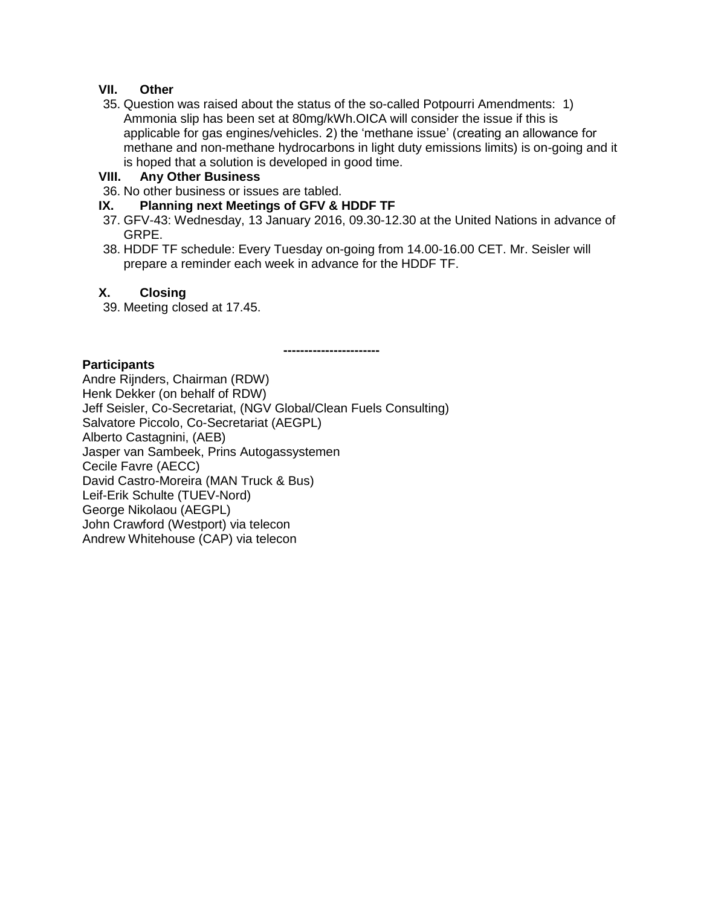### VII. Other

35. Question was raised about the status of the so-called Potpourri Amendments: 1) Ammonia slip has been set at 80mg/kWh.OICA will consider the issue if this is applicable for gas engines/vehicles. 2) the 'methane issue' (creating an allowance for methane and non-methane hydrocarbons in light duty emissions limits) is on-going and it is hoped that a solution is developed in good time.

### VIII. Any Other Business

36. No other business or issues are tabled.

### IX. Planning next Meetings of GFV & HDDF TF

37. GFV-43: Wednesday, 13 January 2016, 09.30-12.30 at the United Nations in advance of GRPE.
38. HDDF TF schedule: Every Tuesday on-going from 14.00-16.00 CET. Mr. Seisler will prepare a reminder each week in advance for the HDDF TF.

### X. Closing

39. Meeting closed at 17.45.

----------------------

**Participants**

Andre Rijnders, Chairman (RDW)
Henk Dekker (on behalf of RDW)
Jeff Seisler, Co-Secretariat, (NGV Global/Clean Fuels Consulting)
Salvatore Piccolo, Co-Secretariat (AEGPL)
Alberto Castagnini, (AEB)
Jasper van Sambeek, Prins Autogassystemen
Cecile Favre (AECC)
David Castro-Moreira (MAN Truck & Bus)
Leif-Erik Schulte (TUEV-Nord)
George Nikolaou (AEGPL)
John Crawford (Westport) via telecon
Andrew Whitehouse (CAP) via telecon